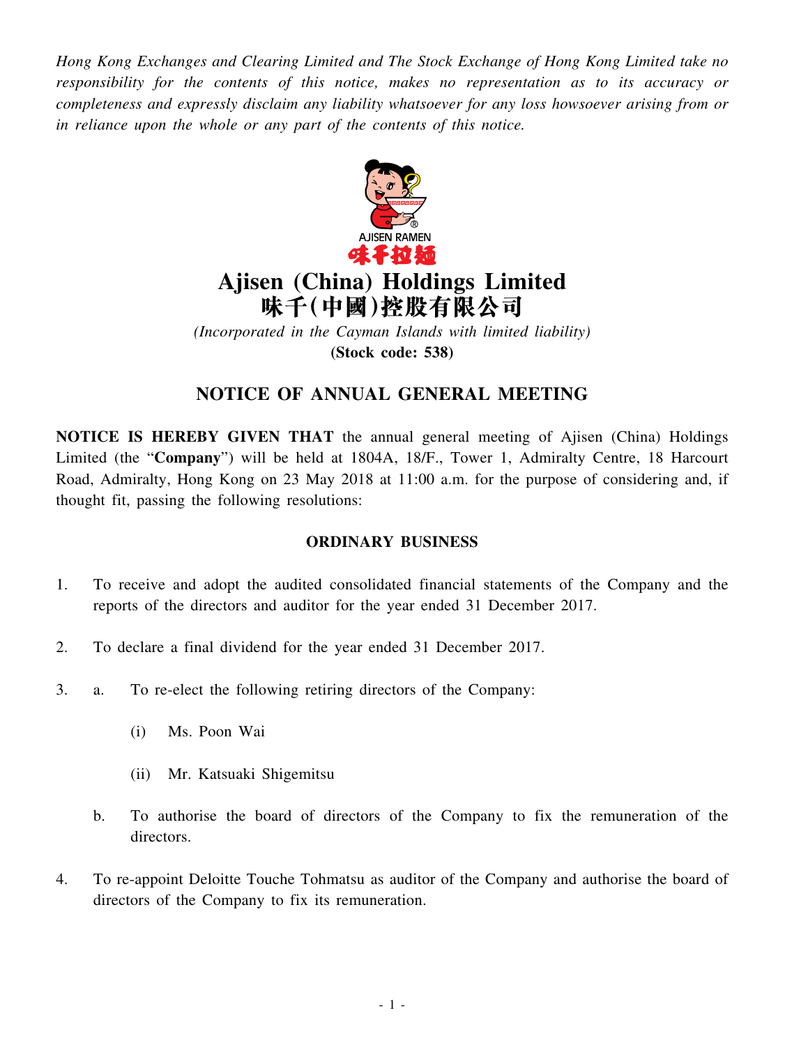*Hong Kong Exchanges and Clearing Limited and The Stock Exchange of Hong Kong Limited take no responsibility for the contents of this notice, makes no representation as to its accuracy or completeness and expressly disclaim any liability whatsoever for any loss howsoever arising from or in reliance upon the whole or any part of the contents of this notice.*

# Ajisen (China) Holdings Limited
# 味千(中國)控股有限公司

*(Incorporated in the Cayman Islands with limited liability)*

**(Stock code: 538)**

## NOTICE OF ANNUAL GENERAL MEETING

**NOTICE IS HEREBY GIVEN THAT** the annual general meeting of Ajisen (China) Holdings Limited (the "**Company**") will be held at 1804A, 18/F., Tower 1, Admiralty Centre, 18 Harcourt Road, Admiralty, Hong Kong on 23 May 2018 at 11:00 a.m. for the purpose of considering and, if thought fit, passing the following resolutions:

### ORDINARY BUSINESS

1. To receive and adopt the audited consolidated financial statements of the Company and the reports of the directors and auditor for the year ended 31 December 2017.

2. To declare a final dividend for the year ended 31 December 2017.

3. a. To re-elect the following retiring directors of the Company:

   (i) Ms. Poon Wai

   (ii) Mr. Katsuaki Shigemitsu

   b. To authorise the board of directors of the Company to fix the remuneration of the directors.

4. To re-appoint Deloitte Touche Tohmatsu as auditor of the Company and authorise the board of directors of the Company to fix its remuneration.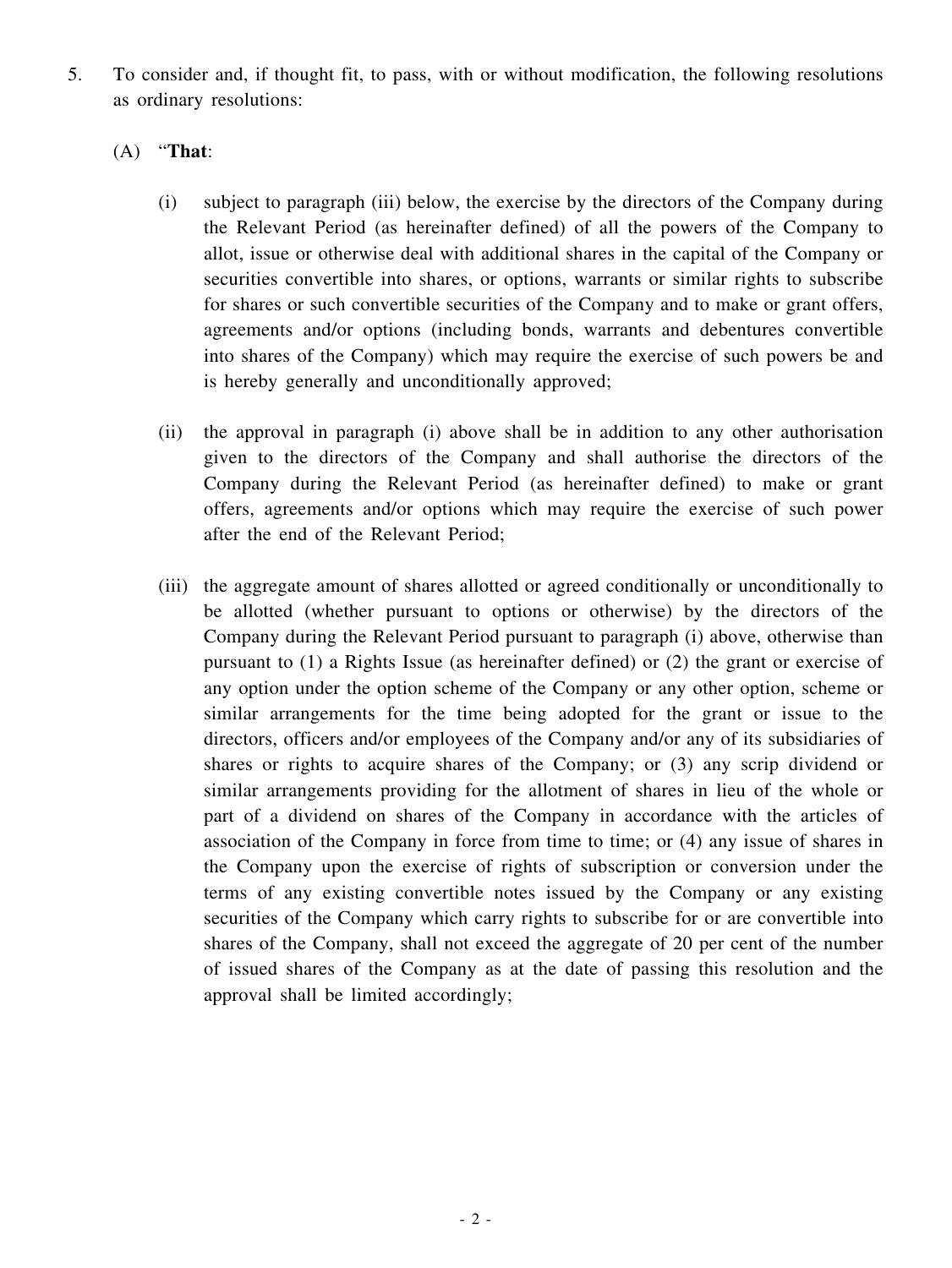5. To consider and, if thought fit, to pass, with or without modification, the following resolutions as ordinary resolutions:

   (A) "**That**:

   (i) subject to paragraph (iii) below, the exercise by the directors of the Company during the Relevant Period (as hereinafter defined) of all the powers of the Company to allot, issue or otherwise deal with additional shares in the capital of the Company or securities convertible into shares, or options, warrants or similar rights to subscribe for shares or such convertible securities of the Company and to make or grant offers, agreements and/or options (including bonds, warrants and debentures convertible into shares of the Company) which may require the exercise of such powers be and is hereby generally and unconditionally approved;

   (ii) the approval in paragraph (i) above shall be in addition to any other authorisation given to the directors of the Company and shall authorise the directors of the Company during the Relevant Period (as hereinafter defined) to make or grant offers, agreements and/or options which may require the exercise of such power after the end of the Relevant Period;

   (iii) the aggregate amount of shares allotted or agreed conditionally or unconditionally to be allotted (whether pursuant to options or otherwise) by the directors of the Company during the Relevant Period pursuant to paragraph (i) above, otherwise than pursuant to (1) a Rights Issue (as hereinafter defined) or (2) the grant or exercise of any option under the option scheme of the Company or any other option, scheme or similar arrangements for the time being adopted for the grant or issue to the directors, officers and/or employees of the Company and/or any of its subsidiaries of shares or rights to acquire shares of the Company; or (3) any scrip dividend or similar arrangements providing for the allotment of shares in lieu of the whole or part of a dividend on shares of the Company in accordance with the articles of association of the Company in force from time to time; or (4) any issue of shares in the Company upon the exercise of rights of subscription or conversion under the terms of any existing convertible notes issued by the Company or any existing securities of the Company which carry rights to subscribe for or are convertible into shares of the Company, shall not exceed the aggregate of 20 per cent of the number of issued shares of the Company as at the date of passing this resolution and the approval shall be limited accordingly;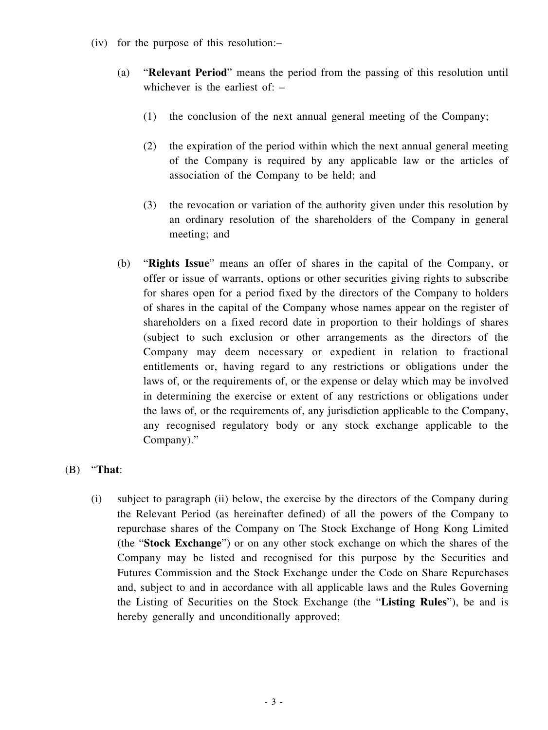(iv) for the purpose of this resolution:–

   (a) "**Relevant Period**" means the period from the passing of this resolution until whichever is the earliest of: –

      (1) the conclusion of the next annual general meeting of the Company;

      (2) the expiration of the period within which the next annual general meeting of the Company is required by any applicable law or the articles of association of the Company to be held; and

      (3) the revocation or variation of the authority given under this resolution by an ordinary resolution of the shareholders of the Company in general meeting; and

   (b) "**Rights Issue**" means an offer of shares in the capital of the Company, or offer or issue of warrants, options or other securities giving rights to subscribe for shares open for a period fixed by the directors of the Company to holders of shares in the capital of the Company whose names appear on the register of shareholders on a fixed record date in proportion to their holdings of shares (subject to such exclusion or other arrangements as the directors of the Company may deem necessary or expedient in relation to fractional entitlements or, having regard to any restrictions or obligations under the laws of, or the requirements of, or the expense or delay which may be involved in determining the exercise or extent of any restrictions or obligations under the laws of, or the requirements of, any jurisdiction applicable to the Company, any recognised regulatory body or any stock exchange applicable to the Company)."

(B) "**That**:

   (i) subject to paragraph (ii) below, the exercise by the directors of the Company during the Relevant Period (as hereinafter defined) of all the powers of the Company to repurchase shares of the Company on The Stock Exchange of Hong Kong Limited (the "**Stock Exchange**") or on any other stock exchange on which the shares of the Company may be listed and recognised for this purpose by the Securities and Futures Commission and the Stock Exchange under the Code on Share Repurchases and, subject to and in accordance with all applicable laws and the Rules Governing the Listing of Securities on the Stock Exchange (the "**Listing Rules**"), be and is hereby generally and unconditionally approved;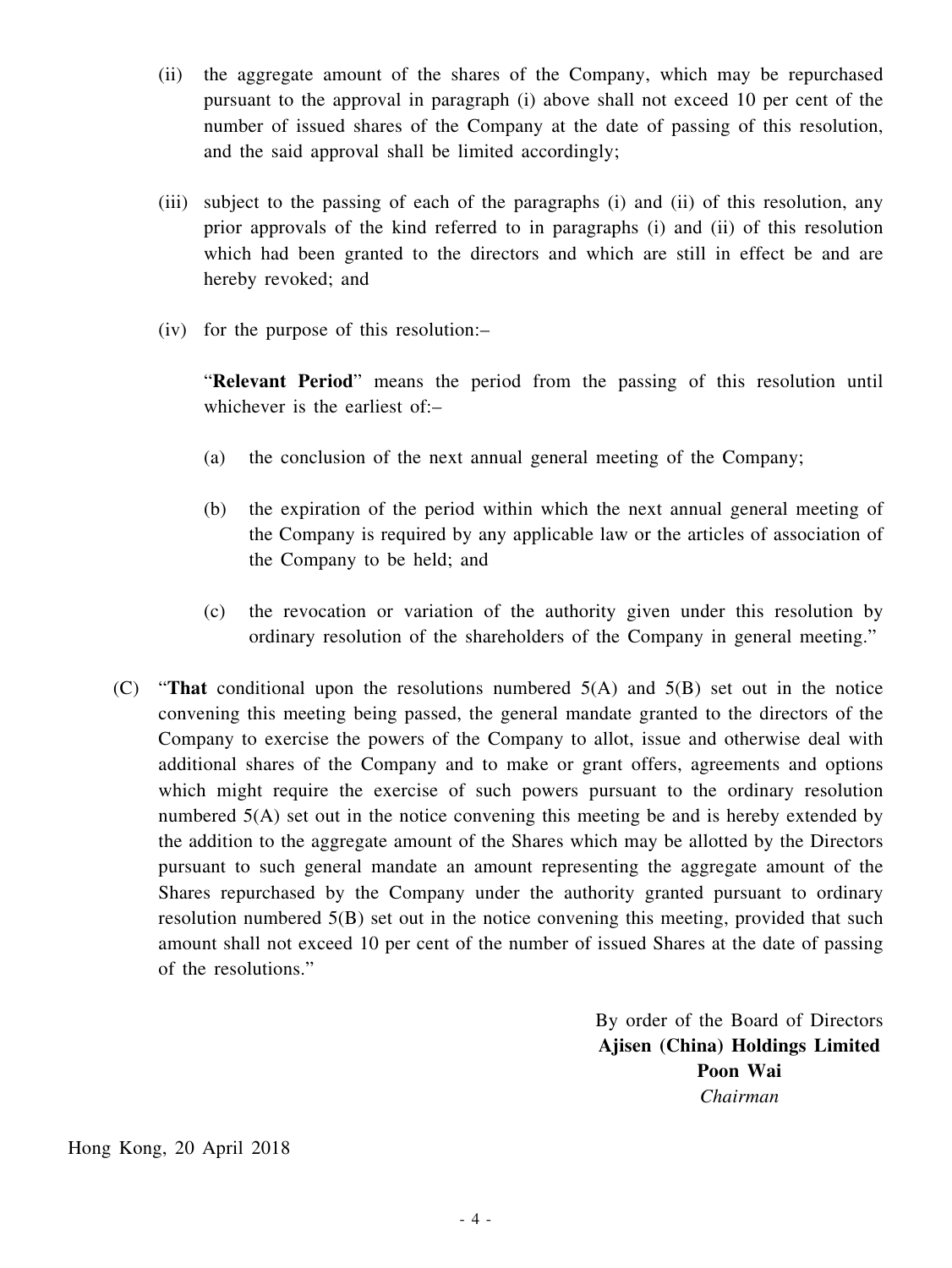(ii) the aggregate amount of the shares of the Company, which may be repurchased pursuant to the approval in paragraph (i) above shall not exceed 10 per cent of the number of issued shares of the Company at the date of passing of this resolution, and the said approval shall be limited accordingly;

(iii) subject to the passing of each of the paragraphs (i) and (ii) of this resolution, any prior approvals of the kind referred to in paragraphs (i) and (ii) of this resolution which had been granted to the directors and which are still in effect be and are hereby revoked; and

(iv) for the purpose of this resolution:–

"**Relevant Period**" means the period from the passing of this resolution until whichever is the earliest of:–

(a) the conclusion of the next annual general meeting of the Company;

(b) the expiration of the period within which the next annual general meeting of the Company is required by any applicable law or the articles of association of the Company to be held; and

(c) the revocation or variation of the authority given under this resolution by ordinary resolution of the shareholders of the Company in general meeting."

(C) "**That** conditional upon the resolutions numbered 5(A) and 5(B) set out in the notice convening this meeting being passed, the general mandate granted to the directors of the Company to exercise the powers of the Company to allot, issue and otherwise deal with additional shares of the Company and to make or grant offers, agreements and options which might require the exercise of such powers pursuant to the ordinary resolution numbered 5(A) set out in the notice convening this meeting be and is hereby extended by the addition to the aggregate amount of the Shares which may be allotted by the Directors pursuant to such general mandate an amount representing the aggregate amount of the Shares repurchased by the Company under the authority granted pursuant to ordinary resolution numbered 5(B) set out in the notice convening this meeting, provided that such amount shall not exceed 10 per cent of the number of issued Shares at the date of passing of the resolutions."

By order of the Board of Directors
**Ajisen (China) Holdings Limited**
**Poon Wai**
*Chairman*

Hong Kong, 20 April 2018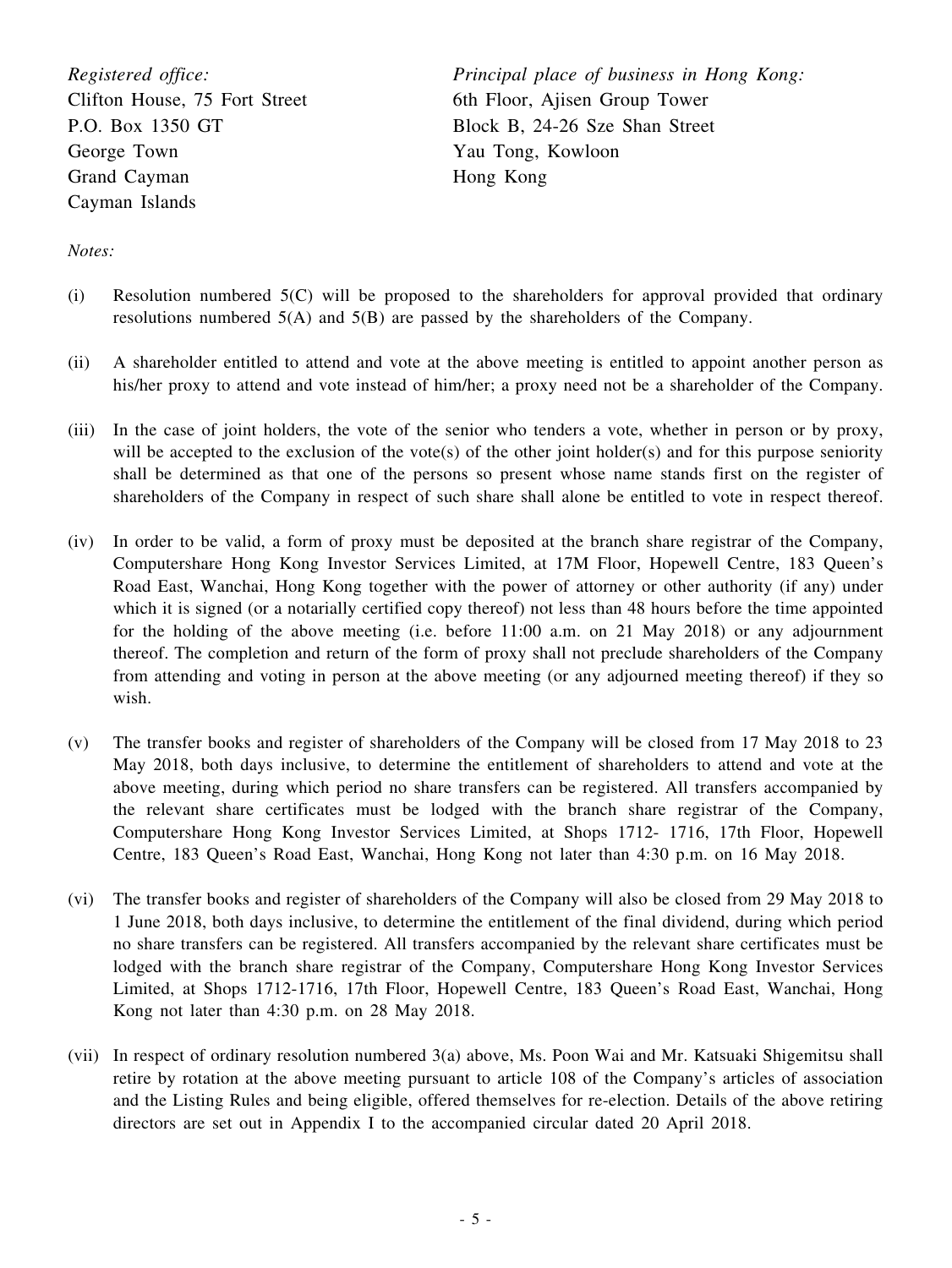*Registered office:*
Clifton House, 75 Fort Street
P.O. Box 1350 GT
George Town
Grand Cayman
Cayman Islands

*Principal place of business in Hong Kong:*
6th Floor, Ajisen Group Tower
Block B, 24-26 Sze Shan Street
Yau Tong, Kowloon
Hong Kong

*Notes:*

(i) Resolution numbered 5(C) will be proposed to the shareholders for approval provided that ordinary resolutions numbered 5(A) and 5(B) are passed by the shareholders of the Company.

(ii) A shareholder entitled to attend and vote at the above meeting is entitled to appoint another person as his/her proxy to attend and vote instead of him/her; a proxy need not be a shareholder of the Company.

(iii) In the case of joint holders, the vote of the senior who tenders a vote, whether in person or by proxy, will be accepted to the exclusion of the vote(s) of the other joint holder(s) and for this purpose seniority shall be determined as that one of the persons so present whose name stands first on the register of shareholders of the Company in respect of such share shall alone be entitled to vote in respect thereof.

(iv) In order to be valid, a form of proxy must be deposited at the branch share registrar of the Company, Computershare Hong Kong Investor Services Limited, at 17M Floor, Hopewell Centre, 183 Queen's Road East, Wanchai, Hong Kong together with the power of attorney or other authority (if any) under which it is signed (or a notarially certified copy thereof) not less than 48 hours before the time appointed for the holding of the above meeting (i.e. before 11:00 a.m. on 21 May 2018) or any adjournment thereof. The completion and return of the form of proxy shall not preclude shareholders of the Company from attending and voting in person at the above meeting (or any adjourned meeting thereof) if they so wish.

(v) The transfer books and register of shareholders of the Company will be closed from 17 May 2018 to 23 May 2018, both days inclusive, to determine the entitlement of shareholders to attend and vote at the above meeting, during which period no share transfers can be registered. All transfers accompanied by the relevant share certificates must be lodged with the branch share registrar of the Company, Computershare Hong Kong Investor Services Limited, at Shops 1712- 1716, 17th Floor, Hopewell Centre, 183 Queen's Road East, Wanchai, Hong Kong not later than 4:30 p.m. on 16 May 2018.

(vi) The transfer books and register of shareholders of the Company will also be closed from 29 May 2018 to 1 June 2018, both days inclusive, to determine the entitlement of the final dividend, during which period no share transfers can be registered. All transfers accompanied by the relevant share certificates must be lodged with the branch share registrar of the Company, Computershare Hong Kong Investor Services Limited, at Shops 1712-1716, 17th Floor, Hopewell Centre, 183 Queen's Road East, Wanchai, Hong Kong not later than 4:30 p.m. on 28 May 2018.

(vii) In respect of ordinary resolution numbered 3(a) above, Ms. Poon Wai and Mr. Katsuaki Shigemitsu shall retire by rotation at the above meeting pursuant to article 108 of the Company's articles of association and the Listing Rules and being eligible, offered themselves for re-election. Details of the above retiring directors are set out in Appendix I to the accompanied circular dated 20 April 2018.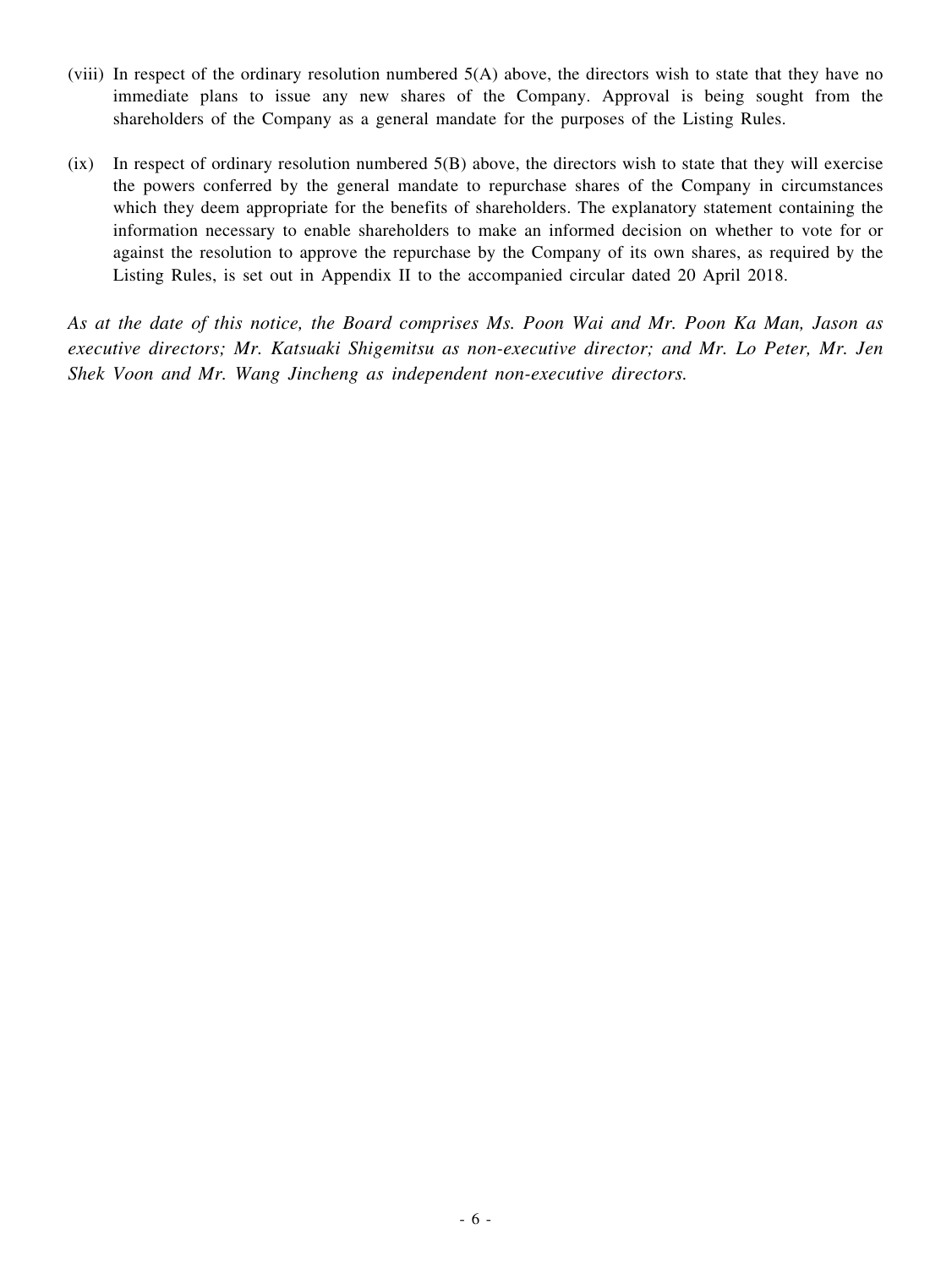(viii) In respect of the ordinary resolution numbered 5(A) above, the directors wish to state that they have no immediate plans to issue any new shares of the Company. Approval is being sought from the shareholders of the Company as a general mandate for the purposes of the Listing Rules.

(ix) In respect of ordinary resolution numbered 5(B) above, the directors wish to state that they will exercise the powers conferred by the general mandate to repurchase shares of the Company in circumstances which they deem appropriate for the benefits of shareholders. The explanatory statement containing the information necessary to enable shareholders to make an informed decision on whether to vote for or against the resolution to approve the repurchase by the Company of its own shares, as required by the Listing Rules, is set out in Appendix II to the accompanied circular dated 20 April 2018.

*As at the date of this notice, the Board comprises Ms. Poon Wai and Mr. Poon Ka Man, Jason as executive directors; Mr. Katsuaki Shigemitsu as non-executive director; and Mr. Lo Peter, Mr. Jen Shek Voon and Mr. Wang Jincheng as independent non-executive directors.*